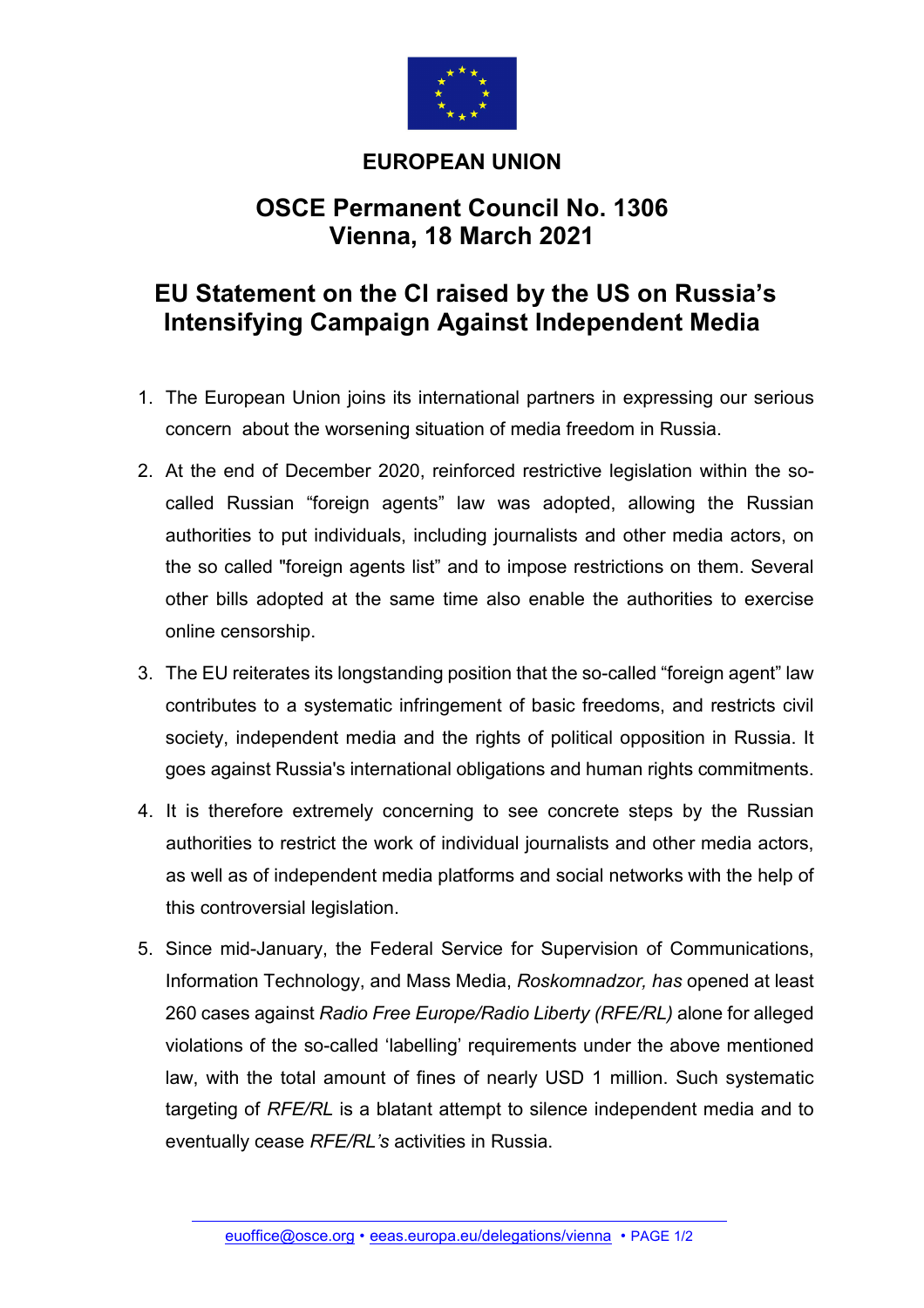**EUROPEAN UNION**

# OSCE Permanent Council No. 1306
# Vienna, 18 March 2021

## EU Statement on the CI raised by the US on Russia's Intensifying Campaign Against Independent Media

1. The European Union joins its international partners in expressing our serious concern about the worsening situation of media freedom in Russia.

2. At the end of December 2020, reinforced restrictive legislation within the so-called Russian "foreign agents" law was adopted, allowing the Russian authorities to put individuals, including journalists and other media actors, on the so called "foreign agents list" and to impose restrictions on them. Several other bills adopted at the same time also enable the authorities to exercise online censorship.

3. The EU reiterates its longstanding position that the so-called "foreign agent" law contributes to a systematic infringement of basic freedoms, and restricts civil society, independent media and the rights of political opposition in Russia. It goes against Russia's international obligations and human rights commitments.

4. It is therefore extremely concerning to see concrete steps by the Russian authorities to restrict the work of individual journalists and other media actors, as well as of independent media platforms and social networks with the help of this controversial legislation.

5. Since mid-January, the Federal Service for Supervision of Communications, Information Technology, and Mass Media, *Roskomnadzor, has* opened at least 260 cases against *Radio Free Europe/Radio Liberty (RFE/RL)* alone for alleged violations of the so-called 'labelling' requirements under the above mentioned law, with the total amount of fines of nearly USD 1 million. Such systematic targeting of *RFE/RL* is a blatant attempt to silence independent media and to eventually cease *RFE/RL's* activities in Russia.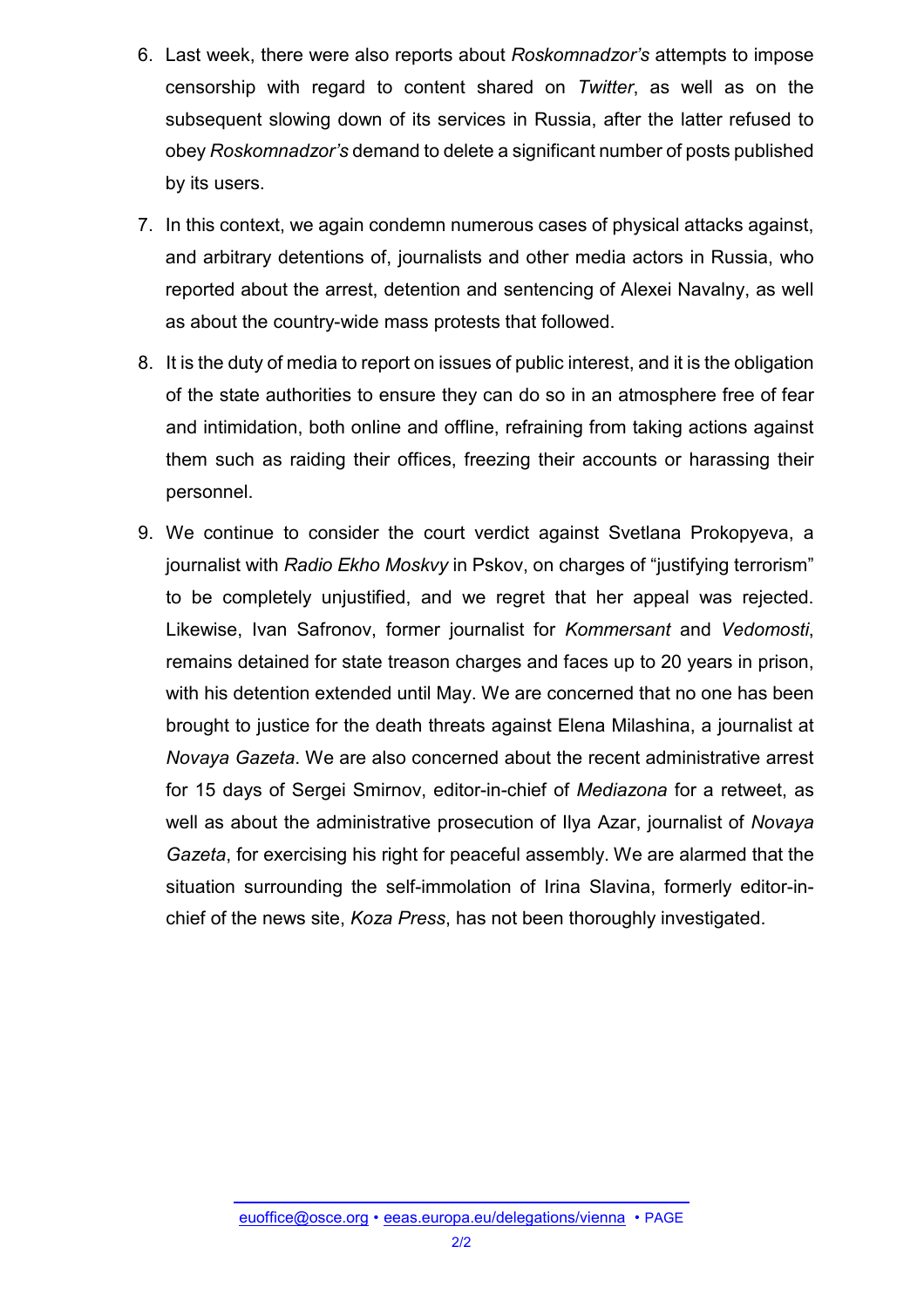6. Last week, there were also reports about *Roskomnadzor's* attempts to impose censorship with regard to content shared on *Twitter*, as well as on the subsequent slowing down of its services in Russia, after the latter refused to obey *Roskomnadzor's* demand to delete a significant number of posts published by its users.

7. In this context, we again condemn numerous cases of physical attacks against, and arbitrary detentions of, journalists and other media actors in Russia, who reported about the arrest, detention and sentencing of Alexei Navalny, as well as about the country-wide mass protests that followed.

8. It is the duty of media to report on issues of public interest, and it is the obligation of the state authorities to ensure they can do so in an atmosphere free of fear and intimidation, both online and offline, refraining from taking actions against them such as raiding their offices, freezing their accounts or harassing their personnel.

9. We continue to consider the court verdict against Svetlana Prokopyeva, a journalist with *Radio Ekho Moskvy* in Pskov, on charges of "justifying terrorism" to be completely unjustified, and we regret that her appeal was rejected. Likewise, Ivan Safronov, former journalist for *Kommersant* and *Vedomosti*, remains detained for state treason charges and faces up to 20 years in prison, with his detention extended until May. We are concerned that no one has been brought to justice for the death threats against Elena Milashina, a journalist at *Novaya Gazeta*. We are also concerned about the recent administrative arrest for 15 days of Sergei Smirnov, editor-in-chief of *Mediazona* for a retweet, as well as about the administrative prosecution of Ilya Azar, journalist of *Novaya Gazeta*, for exercising his right for peaceful assembly. We are alarmed that the situation surrounding the self-immolation of Irina Slavina, formerly editor-in-chief of the news site, *Koza Press*, has not been thoroughly investigated.